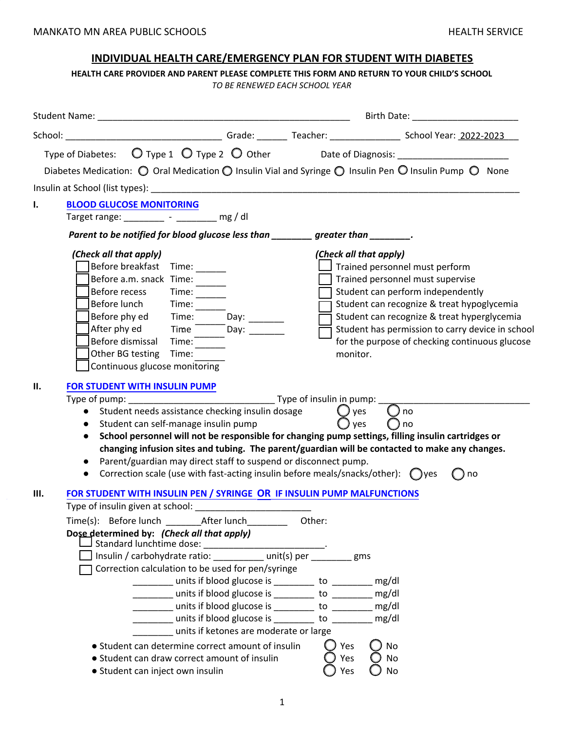MANKATO MN AREA PUBLIC SCHOOLS HEALTH SERVICE

# INDIVIDUAL HEALTH CARE/EMERGENCY PLAN FOR STUDENT WITH DIABETES

**HEALTH CARE PROVIDER AND PARENT PLEASE COMPLETE THIS FORM AND RETURN TO YOUR CHILD'S SCHOOL**

*TO BE RENEWED EACH SCHOOL YEAR*

Student Name: ___________________________________________________ Birth Date: ____________________

School: ______________________________ Grade: ______ Teacher: _____________ School Year: 2022-2023

Type of Diabetes: ◯ Type 1 ◯ Type 2 ◯ Other Date of Diagnosis: _____________________

Diabetes Medication: ◯ Oral Medication ◯ Insulin Vial and Syringe ◯ Insulin Pen ◯ Insulin Pump ◯ None

Insulin at School (list types): ___________________________________________________________________________

## I. BLOOD GLUCOSE MONITORING

Target range: ________ - ________ mg / dl

***Parent to be notified for blood glucose less than ________ greater than ________.***

*(Check all that apply)*

- ☐ Before breakfast Time: ______
- ☐ Before a.m. snack Time: ______
- ☐ Before recess Time: ______
- ☐ Before lunch Time: ______
- ☐ Before phy ed Time: ______ Day: _______
- ☐ After phy ed Time ______ Day: _______
- ☐ Before dismissal Time: ______
- ☐ Other BG testing Time: ______
- ☐ Continuous glucose monitoring

*(Check all that apply)*

- ☐ Trained personnel must perform
- ☐ Trained personnel must supervise
- ☐ Student can perform independently
- ☐ Student can recognize & treat hypoglycemia
- ☐ Student can recognize & treat hyperglycemia
- ☐ Student has permission to carry device in school for the purpose of checking continuous glucose monitor.

## II. FOR STUDENT WITH INSULIN PUMP

Type of pump: ____________________________ Type of insulin in pump: ______________________________

- Student needs assistance checking insulin dosage ◯ yes ◯ no
- Student can self-manage insulin pump ◯ yes ◯ no
- **School personnel will not be responsible for changing pump settings, filling insulin cartridges or changing infusion sites and tubing. The parent/guardian will be contacted to make any changes.**
- Parent/guardian may direct staff to suspend or disconnect pump.
- Correction scale (use with fast-acting insulin before meals/snacks/other): ◯ yes ◯ no

## III. FOR STUDENT WITH INSULIN PEN / SYRINGE OR IF INSULIN PUMP MALFUNCTIONS

Type of insulin given at school: ________________________

Time(s): Before lunch _______ After lunch________ Other:

**Dose determined by:** ***(Check all that apply)***

- ☐ Standard lunchtime dose: ________________________.
- ☐ Insulin / carbohydrate ratio: __________ unit(s) per ________ gms
- ☐ Correction calculation to be used for pen/syringe

________ units if blood glucose is ________ to ________ mg/dl

________ units if blood glucose is ________ to ________ mg/dl

________ units if blood glucose is ________ to ________ mg/dl

________ units if blood glucose is ________ to ________ mg/dl

________ units if ketones are moderate or large

- Student can determine correct amount of insulin ◯ Yes ◯ No
- Student can draw correct amount of insulin ◯ Yes ◯ No
- Student can inject own insulin ◯ Yes ◯ No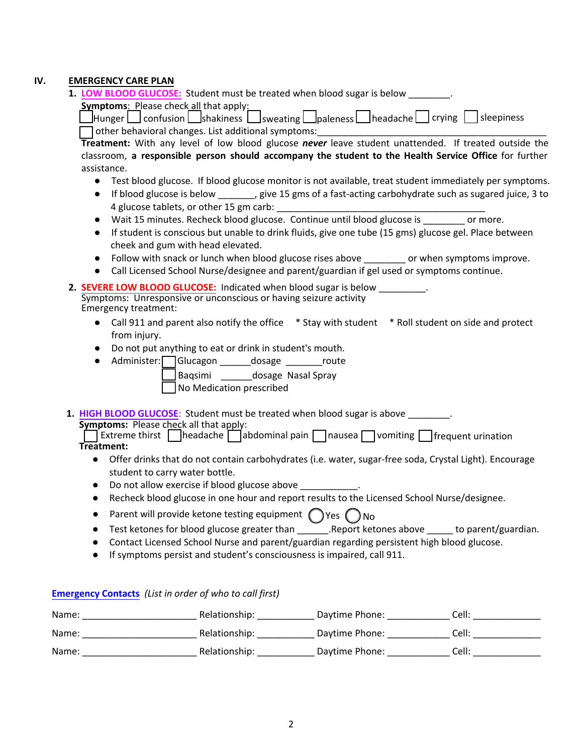## IV. EMERGENCY CARE PLAN

1. **LOW BLOOD GLUCOSE:** Student must be treated when blood sugar is below ________.

   **Symptoms:** Please check all that apply:
   ☐ Hunger ☐ confusion ☐ shakiness ☐ sweating ☐ paleness ☐ headache ☐ crying ☐ sleepiness
   ☐ other behavioral changes. List additional symptoms:_____________________________________________

   **Treatment:** With any level of low blood glucose ***never*** leave student unattended. If treated outside the classroom, **a responsible person should accompany the student to the Health Service Office** for further assistance.

   - Test blood glucose. If blood glucose monitor is not available, treat student immediately per symptoms.
   - If blood glucose is below _______, give 15 gms of a fast-acting carbohydrate such as sugared juice, 3 to 4 glucose tablets, or other 15 gm carb: __________________________________________
   - Wait 15 minutes. Recheck blood glucose. Continue until blood glucose is ________ or more.
   - If student is conscious but unable to drink fluids, give one tube (15 gms) glucose gel. Place between cheek and gum with head elevated.
   - Follow with snack or lunch when blood glucose rises above ________ or when symptoms improve.
   - Call Licensed School Nurse/designee and parent/guardian if gel used or symptoms continue.

2. **SEVERE LOW BLOOD GLUCOSE:** Indicated when blood sugar is below _________.
   Symptoms: Unresponsive or unconscious or having seizure activity
   Emergency treatment:

   - Call 911 and parent also notify the office * Stay with student * Roll student on side and protect from injury.
   - Do not put anything to eat or drink in student's mouth.
   - Administer: ☐ Glucagon ______dosage _______route
     ☐ Baqsimi ______dosage Nasal Spray
     ☐ No Medication prescribed

1. **HIGH BLOOD GLUCOSE**: Student must be treated when blood sugar is above ________.

   **Symptoms:** Please check all that apply:
   ☐ Extreme thirst ☐ headache ☐ abdominal pain ☐ nausea ☐ vomiting ☐ frequent urination

   **Treatment:**
   - Offer drinks that do not contain carbohydrates (i.e. water, sugar-free soda, Crystal Light). Encourage student to carry water bottle.
   - Do not allow exercise if blood glucose above ___________.
   - Recheck blood glucose in one hour and report results to the Licensed School Nurse/designee.
   - Parent will provide ketone testing equipment ◯ Yes ◯ No
   - Test ketones for blood glucose greater than ______.Report ketones above _____ to parent/guardian.
   - Contact Licensed School Nurse and parent/guardian regarding persistent high blood glucose.
   - If symptoms persist and student's consciousness is impaired, call 911.

**Emergency Contacts** *(List in order of who to call first)*

Name: _____________________ Relationship: ___________ Daytime Phone: ____________ Cell: _____________

Name: _____________________ Relationship: ___________ Daytime Phone: ____________ Cell: _____________

Name: _____________________ Relationship: ___________ Daytime Phone: ____________ Cell: _____________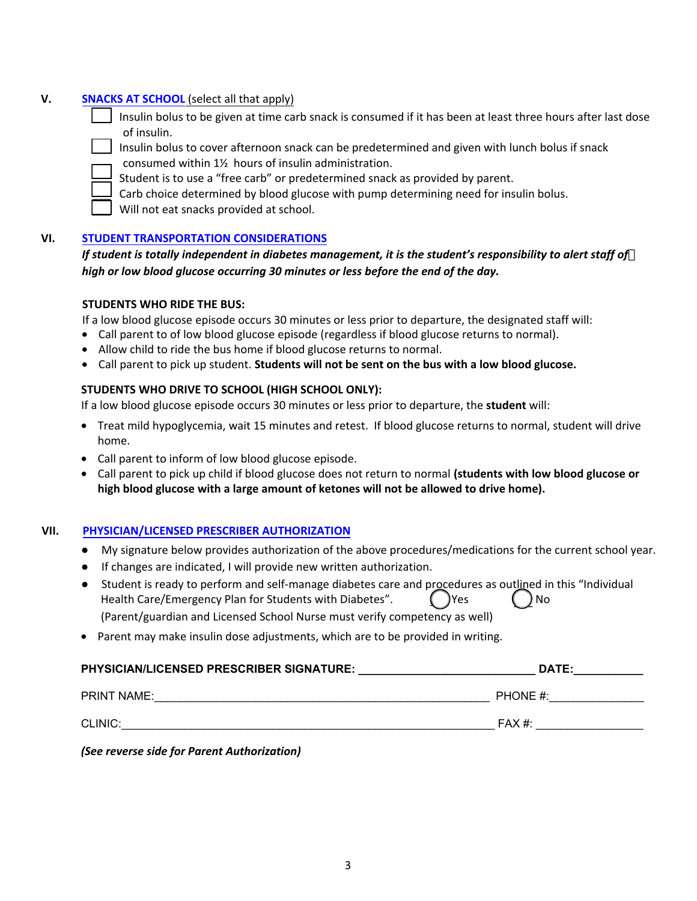### V. SNACKS AT SCHOOL (select all that apply)

- ☐ Insulin bolus to be given at time carb snack is consumed if it has been at least three hours after last dose of insulin.
- ☐ Insulin bolus to cover afternoon snack can be predetermined and given with lunch bolus if snack consumed within 1½ hours of insulin administration.
- ☐ Student is to use a "free carb" or predetermined snack as provided by parent.
- ☐ Carb choice determined by blood glucose with pump determining need for insulin bolus.
- ☐ Will not eat snacks provided at school.

### VI. STUDENT TRANSPORTATION CONSIDERATIONS

***If student is totally independent in diabetes management, it is the student's responsibility to alert staff of high or low blood glucose occurring 30 minutes or less before the end of the day.***

**STUDENTS WHO RIDE THE BUS:**

If a low blood glucose episode occurs 30 minutes or less prior to departure, the designated staff will:

- Call parent to of low blood glucose episode (regardless if blood glucose returns to normal).
- Allow child to ride the bus home if blood glucose returns to normal.
- Call parent to pick up student. **Students will not be sent on the bus with a low blood glucose.**

**STUDENTS WHO DRIVE TO SCHOOL (HIGH SCHOOL ONLY):**

If a low blood glucose episode occurs 30 minutes or less prior to departure, the **student** will:

- Treat mild hypoglycemia, wait 15 minutes and retest. If blood glucose returns to normal, student will drive home.
- Call parent to inform of low blood glucose episode.
- Call parent to pick up child if blood glucose does not return to normal **(students with low blood glucose or high blood glucose with a large amount of ketones will not be allowed to drive home).**

### VII. PHYSICIAN/LICENSED PRESCRIBER AUTHORIZATION

- My signature below provides authorization of the above procedures/medications for the current school year.
- If changes are indicated, I will provide new written authorization.
- Student is ready to perform and self-manage diabetes care and procedures as outlined in this "Individual Health Care/Emergency Plan for Students with Diabetes". ◯ Yes ◯ No
  (Parent/guardian and Licensed School Nurse must verify competency as well)
- Parent may make insulin dose adjustments, which are to be provided in writing.

**PHYSICIAN/LICENSED PRESCRIBER SIGNATURE:** ____________________________ **DATE:**___________

PRINT NAME:_______________________________________________________ PHONE #:_______________

CLINIC:____________________________________________________________ FAX #: _________________

***(See reverse side for Parent Authorization)***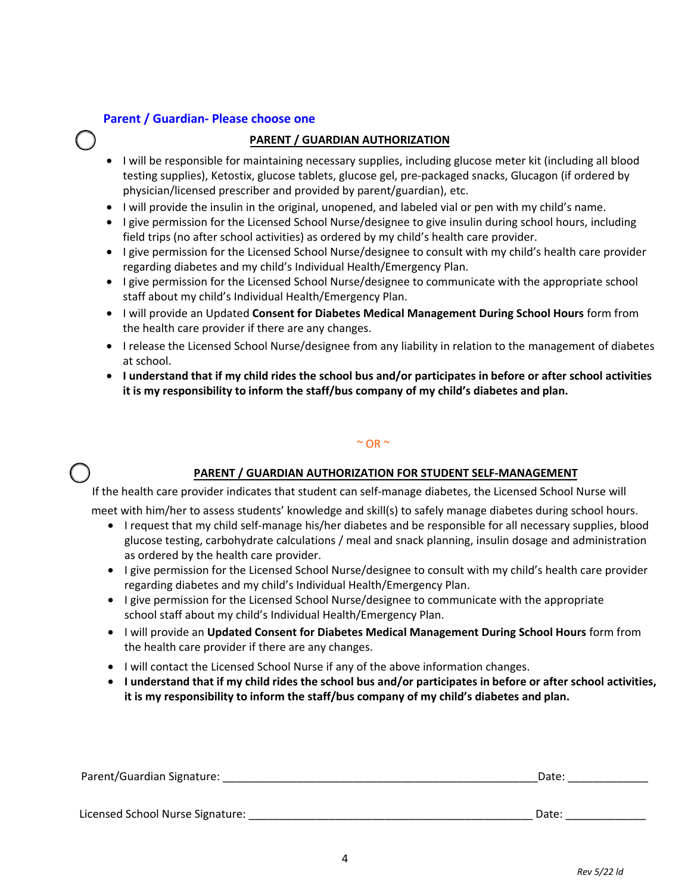**Parent / Guardian- Please choose one**

○ **PARENT / GUARDIAN AUTHORIZATION**

- I will be responsible for maintaining necessary supplies, including glucose meter kit (including all blood testing supplies), Ketostix, glucose tablets, glucose gel, pre-packaged snacks, Glucagon (if ordered by physician/licensed prescriber and provided by parent/guardian), etc.
- I will provide the insulin in the original, unopened, and labeled vial or pen with my child's name.
- I give permission for the Licensed School Nurse/designee to give insulin during school hours, including field trips (no after school activities) as ordered by my child's health care provider.
- I give permission for the Licensed School Nurse/designee to consult with my child's health care provider regarding diabetes and my child's Individual Health/Emergency Plan.
- I give permission for the Licensed School Nurse/designee to communicate with the appropriate school staff about my child's Individual Health/Emergency Plan.
- I will provide an Updated **Consent for Diabetes Medical Management During School Hours** form from the health care provider if there are any changes.
- I release the Licensed School Nurse/designee from any liability in relation to the management of diabetes at school.
- **I understand that if my child rides the school bus and/or participates in before or after school activities it is my responsibility to inform the staff/bus company of my child's diabetes and plan.**

~ OR ~

○ **PARENT / GUARDIAN AUTHORIZATION FOR STUDENT SELF-MANAGEMENT**

If the health care provider indicates that student can self-manage diabetes, the Licensed School Nurse will meet with him/her to assess students' knowledge and skill(s) to safely manage diabetes during school hours.

- I request that my child self-manage his/her diabetes and be responsible for all necessary supplies, blood glucose testing, carbohydrate calculations / meal and snack planning, insulin dosage and administration as ordered by the health care provider.
- I give permission for the Licensed School Nurse/designee to consult with my child's health care provider regarding diabetes and my child's Individual Health/Emergency Plan.
- I give permission for the Licensed School Nurse/designee to communicate with the appropriate school staff about my child's Individual Health/Emergency Plan.
- I will provide an **Updated Consent for Diabetes Medical Management During School Hours** form from the health care provider if there are any changes.
- I will contact the Licensed School Nurse if any of the above information changes.
- **I understand that if my child rides the school bus and/or participates in before or after school activities, it is my responsibility to inform the staff/bus company of my child's diabetes and plan.**

Parent/Guardian Signature: ____________________________________________________Date: _____________

Licensed School Nurse Signature: _______________________________________________ Date: _____________

*Rev 5/22 ld*